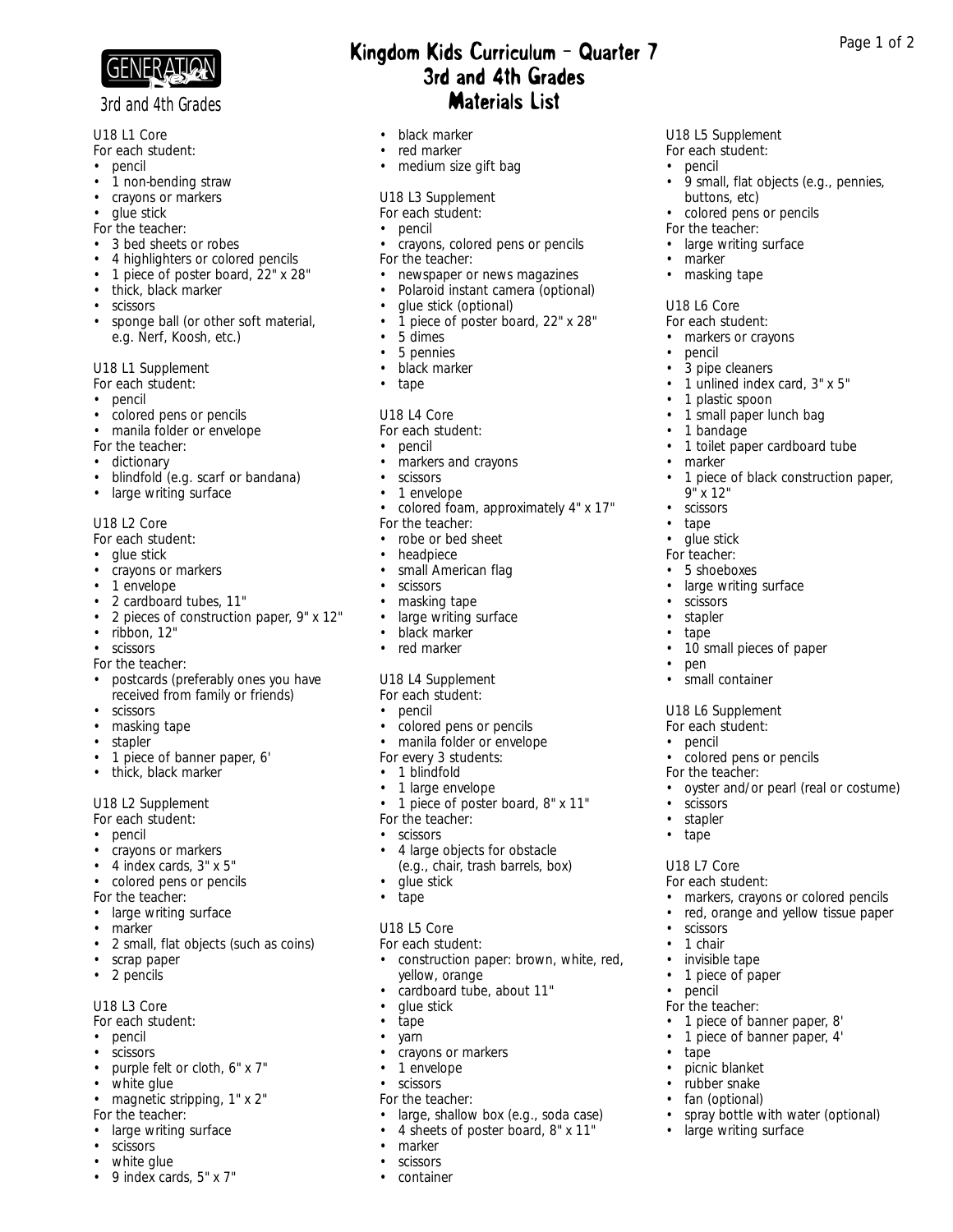GENERATION Next

3rd and 4th Grades

# Kingdom Kids Curriculum – Quarter 7
## 3rd and 4th Grades
## Materials List

U18 L1 Core
For each student:
- pencil
- 1 non-bending straw
- crayons or markers
- glue stick

For the teacher:
- 3 bed sheets or robes
- 4 highlighters or colored pencils
- 1 piece of poster board, 22" x 28"
- thick, black marker
- scissors
- sponge ball (or other soft material, e.g. Nerf, Koosh, etc.)

U18 L1 Supplement
For each student:
- pencil
- colored pens or pencils
- manila folder or envelope

For the teacher:
- dictionary
- blindfold (e.g. scarf or bandana)
- large writing surface

U18 L2 Core
For each student:
- glue stick
- crayons or markers
- 1 envelope
- 2 cardboard tubes, 11"
- 2 pieces of construction paper, 9" x 12"
- ribbon, 12"
- scissors

For the teacher:
- postcards (preferably ones you have received from family or friends)
- scissors
- masking tape
- stapler
- 1 piece of banner paper, 6'
- thick, black marker

U18 L2 Supplement
For each student:
- pencil
- crayons or markers
- 4 index cards, 3" x 5"
- colored pens or pencils

For the teacher:
- large writing surface
- marker
- 2 small, flat objects (such as coins)
- scrap paper
- 2 pencils

U18 L3 Core
For each student:
- pencil
- scissors
- purple felt or cloth, 6" x 7"
- white glue
- magnetic stripping, 1" x 2"

For the teacher:
- large writing surface
- scissors
- white glue
- 9 index cards, 5" x 7"
- black marker
- red marker
- medium size gift bag

U18 L3 Supplement
For each student:
- pencil
- crayons, colored pens or pencils

For the teacher:
- newspaper or news magazines
- Polaroid instant camera (optional)
- glue stick (optional)
- 1 piece of poster board, 22" x 28"
- 5 dimes
- 5 pennies
- black marker
- tape

U18 L4 Core
For each student:
- pencil
- markers and crayons
- scissors
- 1 envelope
- colored foam, approximately 4" x 17"

For the teacher:
- robe or bed sheet
- headpiece
- small American flag
- scissors
- masking tape
- large writing surface
- black marker
- red marker

U18 L4 Supplement
For each student:
- pencil
- colored pens or pencils
- manila folder or envelope

For every 3 students:
- 1 blindfold
- 1 large envelope
- 1 piece of poster board, 8" x 11"

For the teacher:
- scissors
- 4 large objects for obstacle (e.g., chair, trash barrels, box)
- glue stick
- tape

U18 L5 Core
For each student:
- construction paper: brown, white, red, yellow, orange
- cardboard tube, about 11"
- glue stick
- tape
- yarn
- crayons or markers
- 1 envelope
- scissors

For the teacher:
- large, shallow box (e.g., soda case)
- 4 sheets of poster board, 8" x 11"
- marker
- scissors
- container

U18 L5 Supplement
For each student:
- pencil
- 9 small, flat objects (e.g., pennies, buttons, etc)
- colored pens or pencils

For the teacher:
- large writing surface
- marker
- masking tape

U18 L6 Core
For each student:
- markers or crayons
- pencil
- 3 pipe cleaners
- 1 unlined index card, 3" x 5"
- 1 plastic spoon
- 1 small paper lunch bag
- 1 bandage
- 1 toilet paper cardboard tube
- marker
- 1 piece of black construction paper, 9" x 12"
- scissors
- tape
- glue stick

For teacher:
- 5 shoeboxes
- large writing surface
- scissors
- stapler
- tape
- 10 small pieces of paper
- pen
- small container

U18 L6 Supplement
For each student:
- pencil
- colored pens or pencils

For the teacher:
- oyster and/or pearl (real or costume)
- scissors
- stapler
- tape

U18 L7 Core
For each student:
- markers, crayons or colored pencils
- red, orange and yellow tissue paper
- scissors
- 1 chair
- invisible tape
- 1 piece of paper
- pencil

For the teacher:
- 1 piece of banner paper, 8'
- 1 piece of banner paper, 4'
- tape
- picnic blanket
- rubber snake
- fan (optional)
- spray bottle with water (optional)
- large writing surface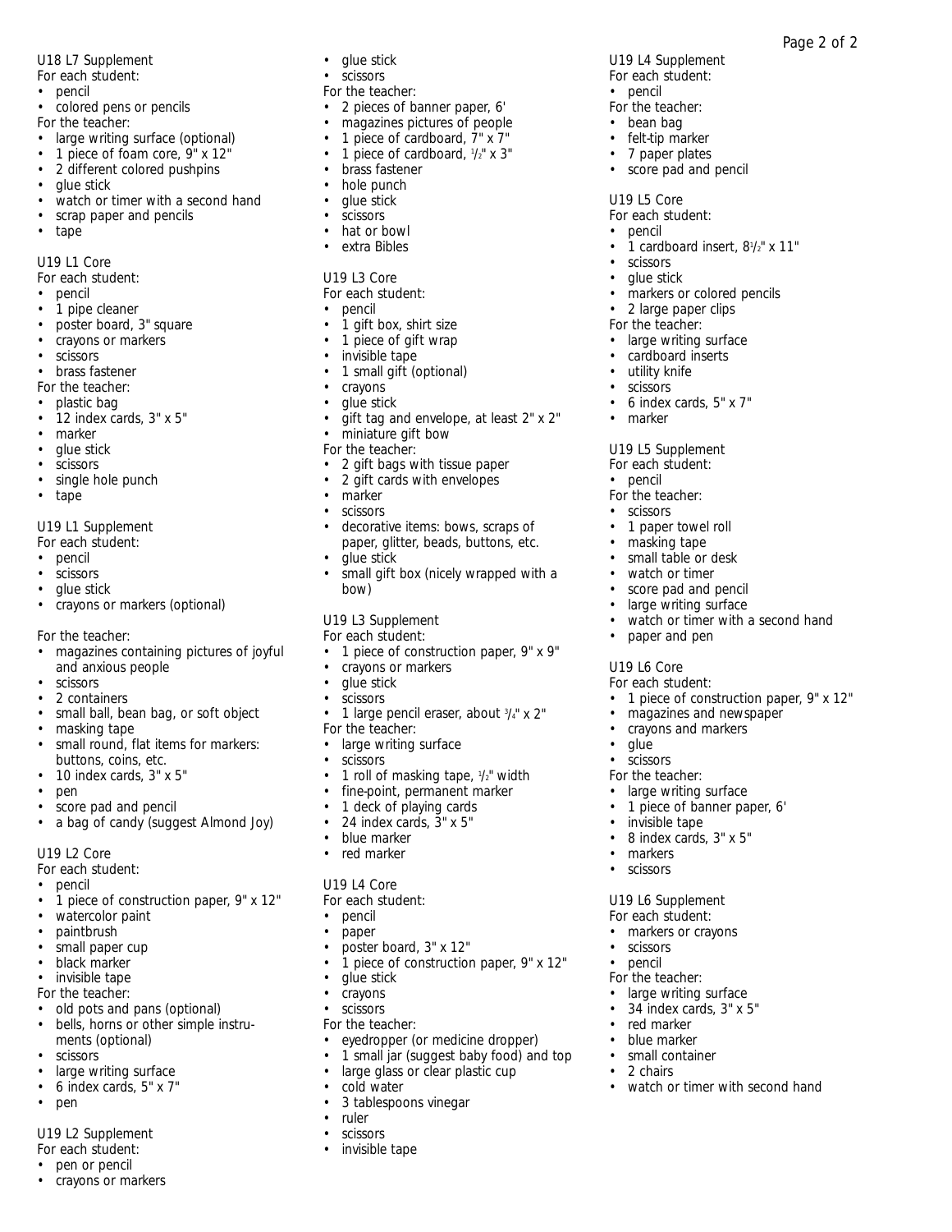U18 L7 Supplement

For each student:

- pencil
- colored pens or pencils

For the teacher:

- large writing surface (optional)
- 1 piece of foam core, 9" x 12"
- 2 different colored pushpins
- glue stick
- watch or timer with a second hand
- scrap paper and pencils
- tape

U19 L1 Core

For each student:

- pencil
- 1 pipe cleaner
- poster board, 3" square
- crayons or markers
- scissors
- brass fastener

For the teacher:

- plastic bag
- 12 index cards, 3" x 5"
- marker
- glue stick
- scissors
- single hole punch
- tape

U19 L1 Supplement

For each student:

- pencil
- scissors
- glue stick
- crayons or markers (optional)

For the teacher:

- magazines containing pictures of joyful and anxious people
- scissors
- 2 containers
- small ball, bean bag, or soft object
- masking tape
- small round, flat items for markers: buttons, coins, etc.
- 10 index cards, 3" x 5"
- pen
- score pad and pencil
- a bag of candy (suggest Almond Joy)

U19 L2 Core

For each student:

- pencil
- 1 piece of construction paper, 9" x 12"
- watercolor paint
- paintbrush
- small paper cup
- black marker
- invisible tape

For the teacher:

- old pots and pans (optional)
- bells, horns or other simple instruments (optional)
- scissors
- large writing surface
- 6 index cards, 5" x 7"
- pen

U19 L2 Supplement

For each student:

- pen or pencil
- crayons or markers
- glue stick
- scissors

For the teacher:

- 2 pieces of banner paper, 6'
- magazines pictures of people
- 1 piece of cardboard, 7" x 7"
- 1 piece of cardboard, 1/2" x 3"
- brass fastener
- hole punch
- glue stick
- scissors
- hat or bowl
- extra Bibles

U19 L3 Core

For each student:

- pencil
- 1 gift box, shirt size
- 1 piece of gift wrap
- invisible tape
- 1 small gift (optional)
- crayons
- glue stick
- gift tag and envelope, at least 2" x 2"
- miniature gift bow

For the teacher:

- 2 gift bags with tissue paper
- 2 gift cards with envelopes
- marker
- scissors
- decorative items: bows, scraps of paper, glitter, beads, buttons, etc.
- glue stick
- small gift box (nicely wrapped with a bow)

U19 L3 Supplement

For each student:

- 1 piece of construction paper, 9" x 9"
- crayons or markers
- glue stick
- scissors
- 1 large pencil eraser, about 3/4" x 2"

For the teacher:

- large writing surface
- scissors
- 1 roll of masking tape, 1/2" width
- fine-point, permanent marker
- 1 deck of playing cards
- 24 index cards, 3" x 5"
- blue marker
- red marker

U19 L4 Core

For each student:

- pencil
- paper
- poster board, 3" x 12"
- 1 piece of construction paper, 9" x 12"
- glue stick
- crayons
- scissors

For the teacher:

- eyedropper (or medicine dropper)
- 1 small jar (suggest baby food) and top
- large glass or clear plastic cup
- cold water
- 3 tablespoons vinegar
- ruler
- scissors
- invisible tape

U19 L4 Supplement

For each student:

- pencil

For the teacher:

- bean bag
- felt-tip marker
- 7 paper plates
- score pad and pencil

U19 L5 Core

For each student:

- pencil
- 1 cardboard insert, 8 1/2" x 11"
- scissors
- glue stick
- markers or colored pencils
- 2 large paper clips

For the teacher:

- large writing surface
- cardboard inserts
- utility knife
- scissors
- 6 index cards, 5" x 7"
- marker

U19 L5 Supplement

For each student:

- pencil

For the teacher:

- scissors
- 1 paper towel roll
- masking tape
- small table or desk
- watch or timer
- score pad and pencil
- large writing surface
- watch or timer with a second hand
- paper and pen

U19 L6 Core

For each student:

- 1 piece of construction paper, 9" x 12"
- magazines and newspaper
- crayons and markers
- glue
- scissors

For the teacher:

- large writing surface
- 1 piece of banner paper, 6'
- invisible tape
- 8 index cards, 3" x 5"
- markers
- scissors

U19 L6 Supplement

For each student:

- markers or crayons
- scissors
- pencil

For the teacher:

- large writing surface
- 34 index cards, 3" x 5"
- red marker
- blue marker
- small container
- 2 chairs
- watch or timer with second hand